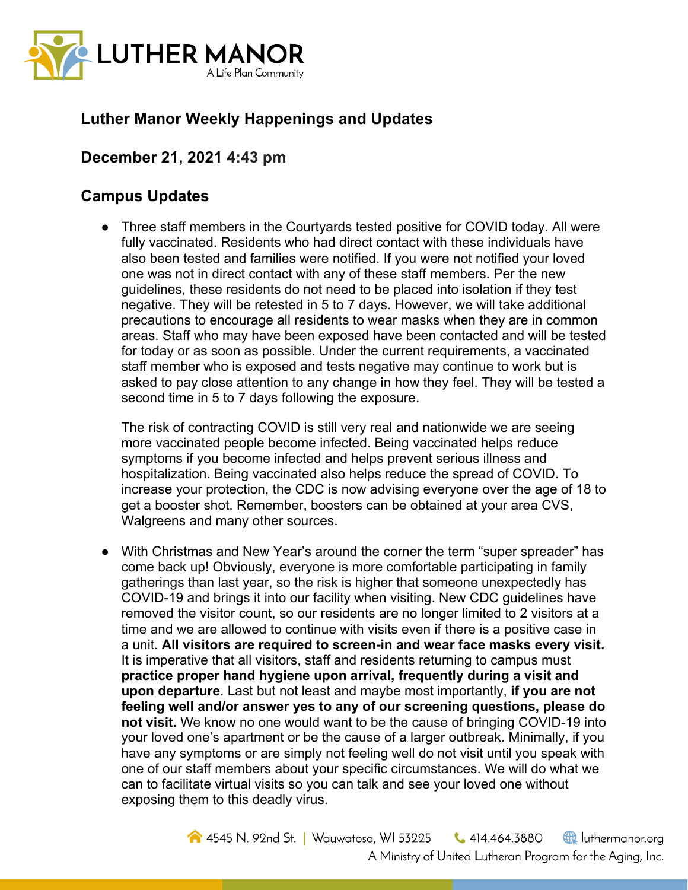## Luther Manor Weekly Happenings and Updates

### December 21, 2021 4:43 pm

### Campus Updates

- Three staff members in the Courtyards tested positive for COVID today. All were fully vaccinated. Residents who had direct contact with these individuals have also been tested and families were notified. If you were not notified your loved one was not in direct contact with any of these staff members. Per the new guidelines, these residents do not need to be placed into isolation if they test negative. They will be retested in 5 to 7 days. However, we will take additional precautions to encourage all residents to wear masks when they are in common areas. Staff who may have been exposed have been contacted and will be tested for today or as soon as possible. Under the current requirements, a vaccinated staff member who is exposed and tests negative may continue to work but is asked to pay close attention to any change in how they feel. They will be tested a second time in 5 to 7 days following the exposure.

  The risk of contracting COVID is still very real and nationwide we are seeing more vaccinated people become infected. Being vaccinated helps reduce symptoms if you become infected and helps prevent serious illness and hospitalization. Being vaccinated also helps reduce the spread of COVID. To increase your protection, the CDC is now advising everyone over the age of 18 to get a booster shot. Remember, boosters can be obtained at your area CVS, Walgreens and many other sources.

- With Christmas and New Year's around the corner the term "super spreader" has come back up! Obviously, everyone is more comfortable participating in family gatherings than last year, so the risk is higher that someone unexpectedly has COVID-19 and brings it into our facility when visiting. New CDC guidelines have removed the visitor count, so our residents are no longer limited to 2 visitors at a time and we are allowed to continue with visits even if there is a positive case in a unit. **All visitors are required to screen-in and wear face masks every visit.** It is imperative that all visitors, staff and residents returning to campus must **practice proper hand hygiene upon arrival, frequently during a visit and upon departure**. Last but not least and maybe most importantly, **if you are not feeling well and/or answer yes to any of our screening questions, please do not visit.** We know no one would want to be the cause of bringing COVID-19 into your loved one's apartment or be the cause of a larger outbreak. Minimally, if you have any symptoms or are simply not feeling well do not visit until you speak with one of our staff members about your specific circumstances. We will do what we can to facilitate virtual visits so you can talk and see your loved one without exposing them to this deadly virus.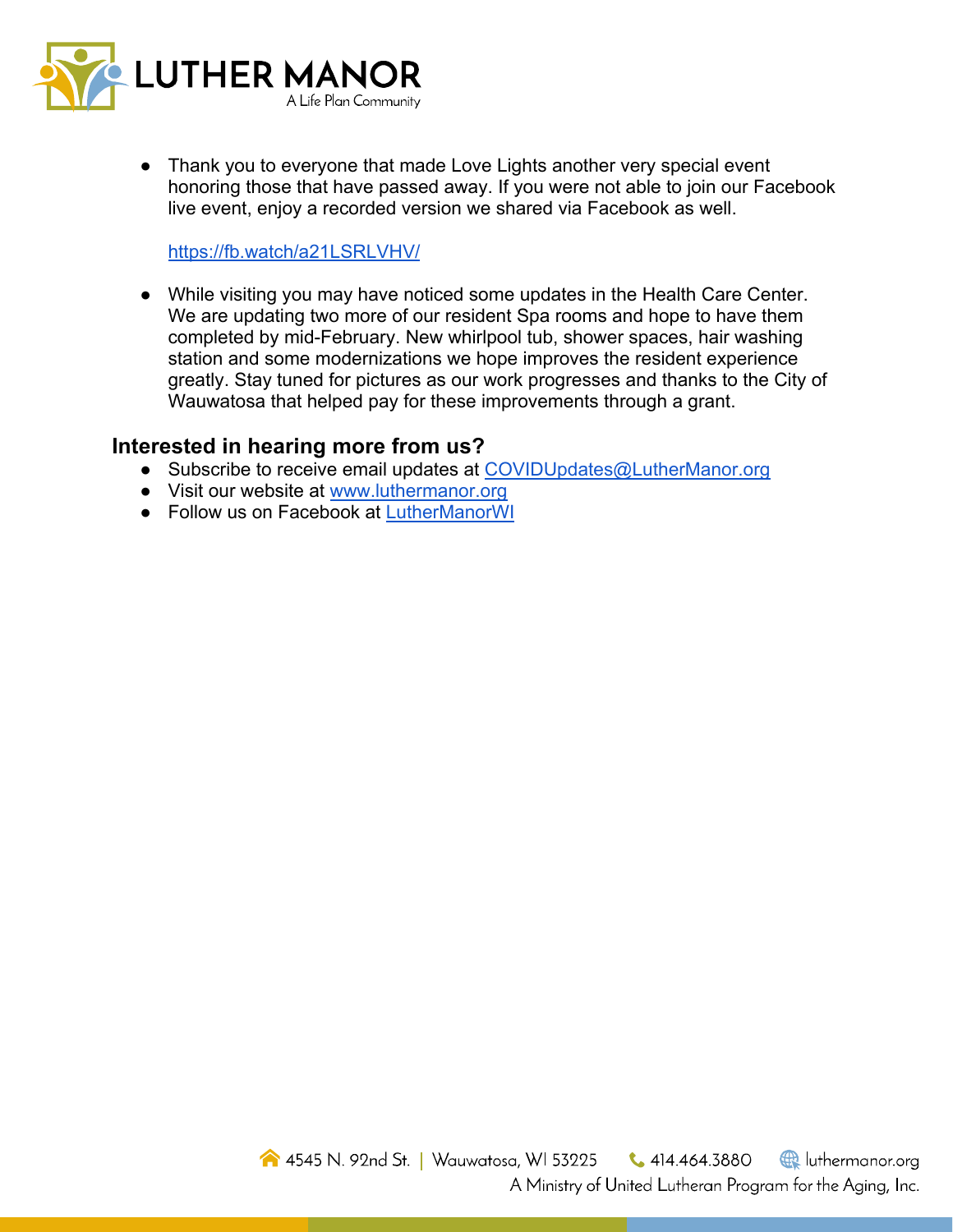- Thank you to everyone that made Love Lights another very special event honoring those that have passed away. If you were not able to join our Facebook live event, enjoy a recorded version we shared via Facebook as well.

  https://fb.watch/a21LSRLVHV/

- While visiting you may have noticed some updates in the Health Care Center. We are updating two more of our resident Spa rooms and hope to have them completed by mid-February. New whirlpool tub, shower spaces, hair washing station and some modernizations we hope improves the resident experience greatly. Stay tuned for pictures as our work progresses and thanks to the City of Wauwatosa that helped pay for these improvements through a grant.

## Interested in hearing more from us?

- Subscribe to receive email updates at COVIDUpdates@LutherManor.org
- Visit our website at www.luthermanor.org
- Follow us on Facebook at LutherManorWI